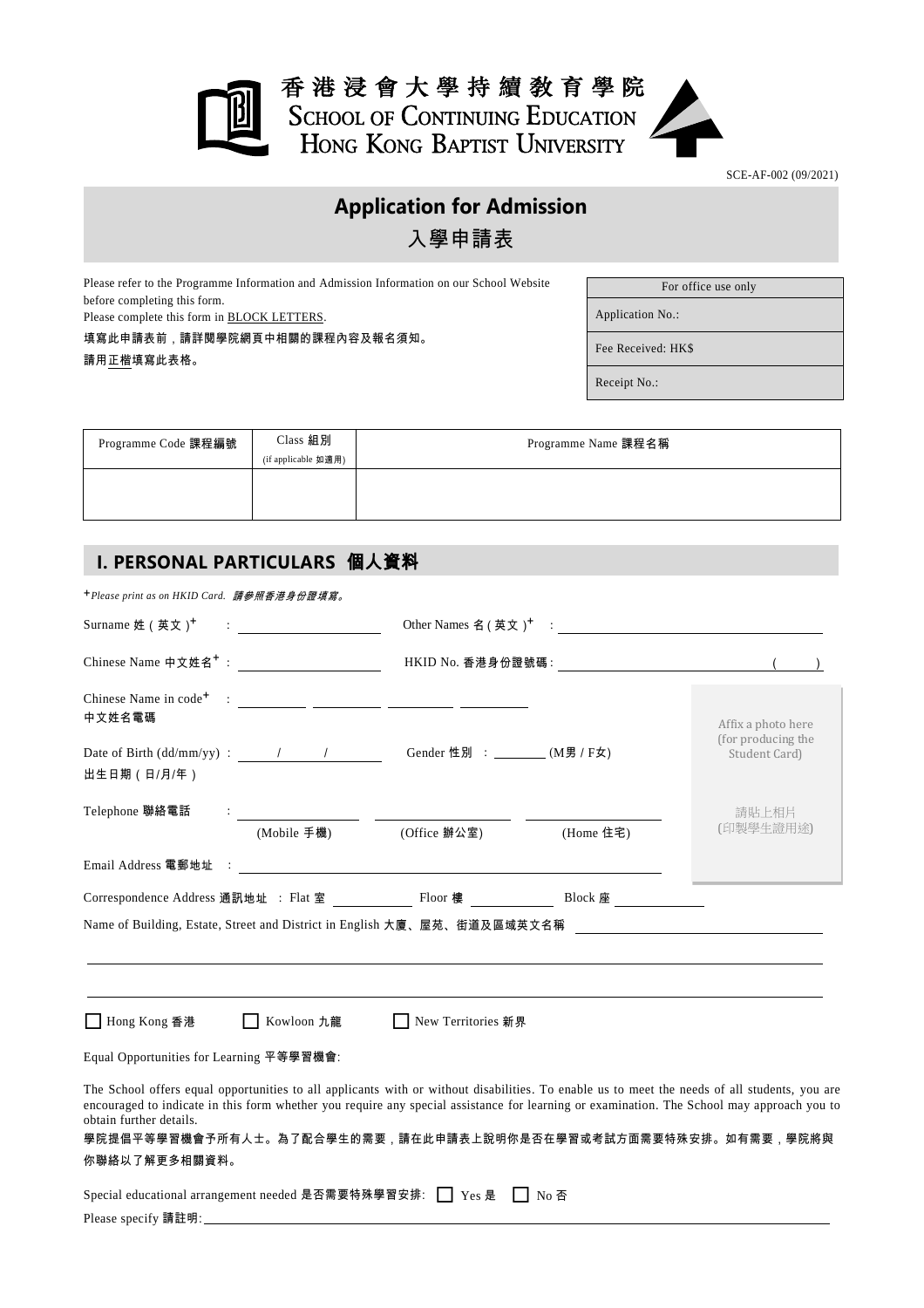香港浸會大學持續教育學院
SCHOOL OF CONTINUING EDUCATION
HONG KONG BAPTIST UNIVERSITY

SCE-AF-002 (09/2021)

# Application for Admission
# 入學申請表

Please refer to the Programme Information and Admission Information on our School Website before completing this form.
Please complete this form in BLOCK LETTERS.
填寫此申請表前，請詳閱學院網頁中相關的課程內容及報名須知。
請用正楷填寫此表格。

| For office use only |
|---|
| Application No.: |
| Fee Received: HK$ |
| Receipt No.: |

| Programme Code 課程編號 | Class 組別 (if applicable 如適用) | Programme Name 課程名稱 |
|---|---|---|
| | | |

## I. PERSONAL PARTICULARS 個人資料

+*Please print as on HKID Card. 請參照香港身份證填寫。*

Surname 姓（英文）+ : ____________________ Other Names 名（英文）+ : ____________________

Chinese Name 中文姓名+ : ____________________ HKID No. 香港身份證號碼 : ____________________ (    )

Chinese Name in code+ 中文姓名電碼 : ________ ________ ________ ________

Date of Birth (dd/mm/yy) 出生日期（日/月/年）: ____ / ____ / ____ Gender 性別 : ________ (M男 / F女)

Telephone 聯絡電話 : ____________ (Mobile 手機) ____________ (Office 辦公室) ____________ (Home 住宅)

Email Address 電郵地址 : ________________________________________

Affix a photo here (for producing the Student Card)
請貼上相片 (印製學生證用途)

Correspondence Address 通訊地址 : Flat 室 ________ Floor 樓 ________ Block 座 ________

Name of Building, Estate, Street and District in English 大廈、屋苑、街道及區域英文名稱 ________________________________________

________________________________________

________________________________________

☐ Hong Kong 香港 ☐ Kowloon 九龍 ☐ New Territories 新界

Equal Opportunities for Learning 平等學習機會:

The School offers equal opportunities to all applicants with or without disabilities. To enable us to meet the needs of all students, you are encouraged to indicate in this form whether you require any special assistance for learning or examination. The School may approach you to obtain further details.

學院提倡平等學習機會予所有人士。為了配合學生的需要，請在此申請表上說明你是否在學習或考試方面需要特殊安排。如有需要，學院將與你聯絡以了解更多相關資料。

Special educational arrangement needed 是否需要特殊學習安排: ☐ Yes 是 ☐ No 否

Please specify 請註明: ________________________________________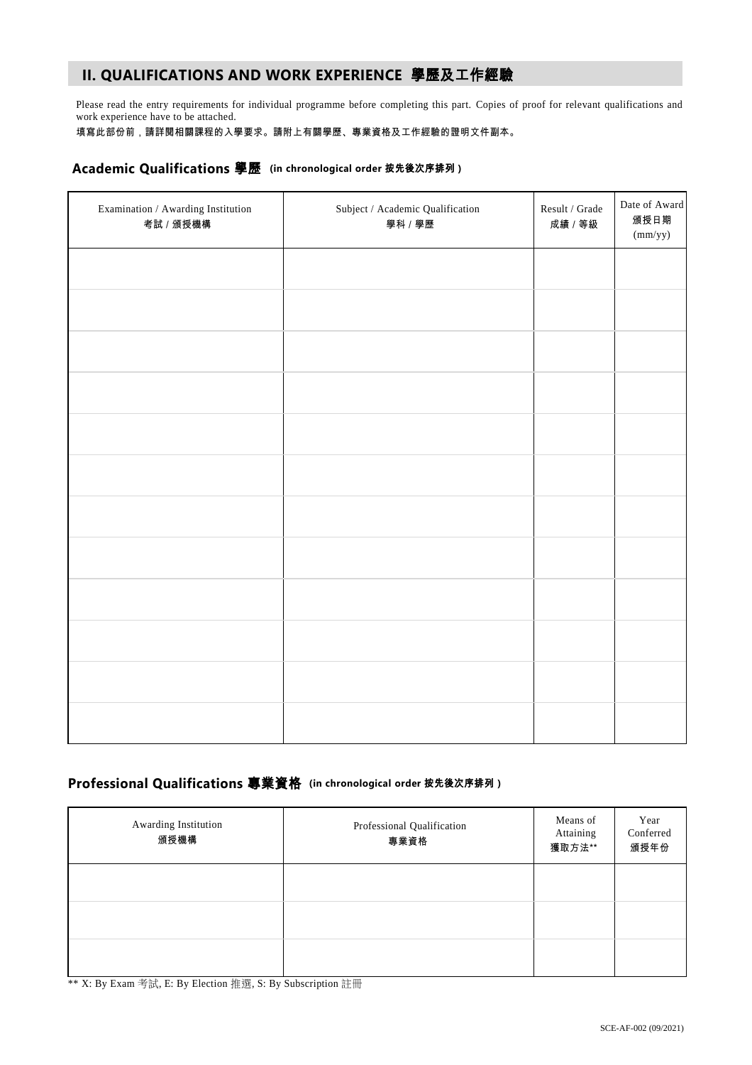## II. QUALIFICATIONS AND WORK EXPERIENCE 學歷及工作經驗

Please read the entry requirements for individual programme before completing this part. Copies of proof for relevant qualifications and work experience have to be attached.

填寫此部份前，請詳閱相關課程的入學要求。請附上有關學歷、專業資格及工作經驗的證明文件副本。

### Academic Qualifications 學歷 (in chronological order 按先後次序排列)

| Examination / Awarding Institution 考試 / 頒授機構 | Subject / Academic Qualification 學科 / 學歷 | Result / Grade 成績 / 等級 | Date of Award 頒授日期 (mm/yy) |
|---|---|---|---|
| | | | |
| | | | |
| | | | |
| | | | |
| | | | |
| | | | |
| | | | |
| | | | |
| | | | |
| | | | |
| | | | |
| | | | |

### Professional Qualifications 專業資格 (in chronological order 按先後次序排列)

| Awarding Institution 頒授機構 | Professional Qualification 專業資格 | Means of Attaining 獲取方法** | Year Conferred 頒授年份 |
|---|---|---|---|
| | | | |
| | | | |
| | | | |

** X: By Exam 考試, E: By Election 推選, S: By Subscription 註冊

SCE-AF-002 (09/2021)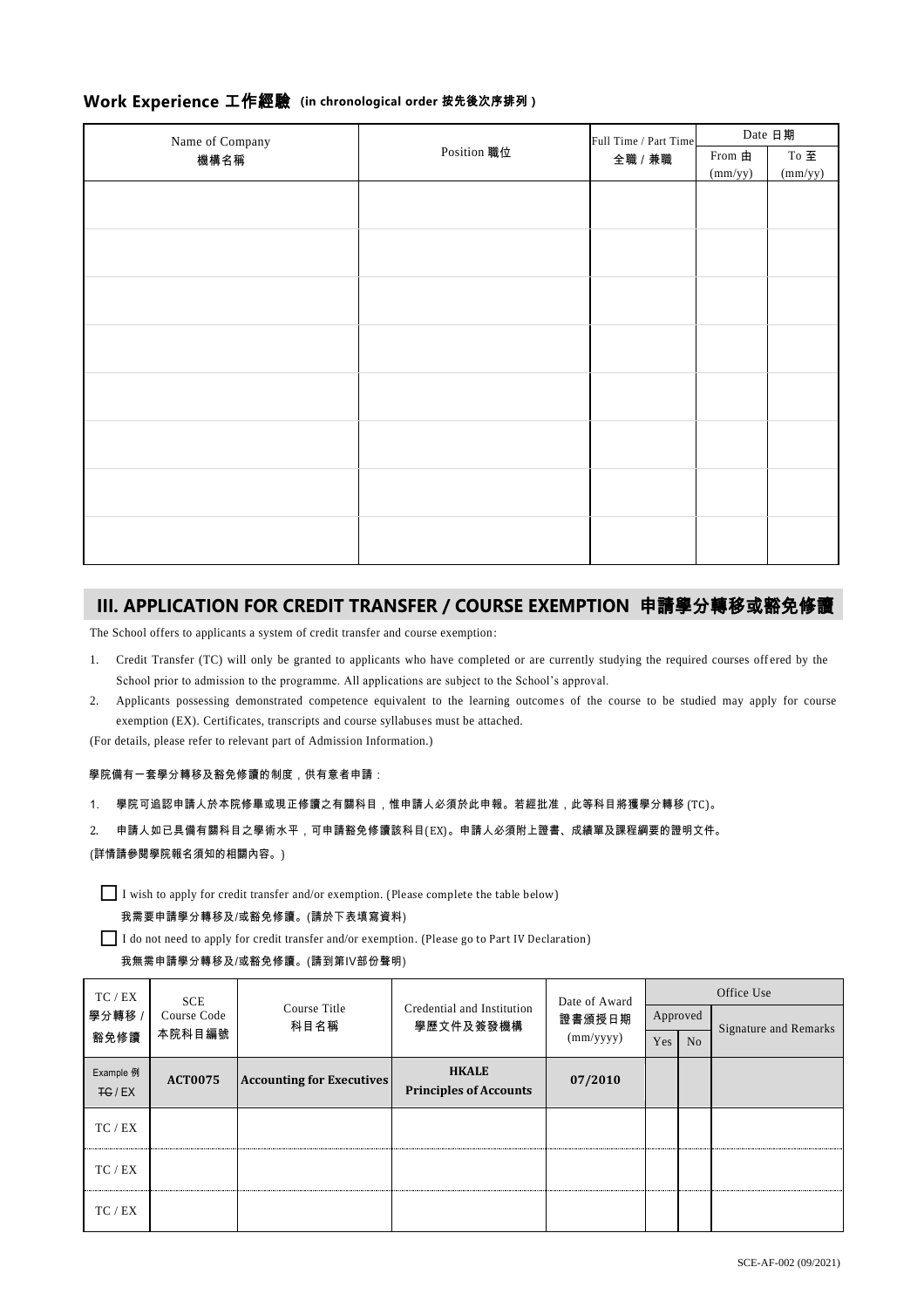### Work Experience 工作經驗 (in chronological order 按先後次序排列)

| Name of Company 機構名稱 | Position 職位 | Full Time / Part Time 全職 / 兼職 | Date 日期 | |
|---|---|---|---|---|
| | | | From 由 (mm/yy) | To 至 (mm/yy) |
| | | | | |
| | | | | |
| | | | | |
| | | | | |
| | | | | |
| | | | | |
| | | | | |
| | | | | |

## III. APPLICATION FOR CREDIT TRANSFER / COURSE EXEMPTION 申請學分轉移或豁免修讀

The School offers to applicants a system of credit transfer and course exemption:

1. Credit Transfer (TC) will only be granted to applicants who have completed or are currently studying the required courses offered by the School prior to admission to the programme. All applications are subject to the School's approval.
2. Applicants possessing demonstrated competence equivalent to the learning outcomes of the course to be studied may apply for course exemption (EX). Certificates, transcripts and course syllabuses must be attached.

(For details, please refer to relevant part of Admission Information.)

學院備有一套學分轉移及豁免修讀的制度，供有意者申請：

1. 學院可追認申請人於本院修畢或現正修讀之有關科目，惟申請人必須於此申報。若經批准，此等科目將獲學分轉移 (TC)。
2. 申請人如已具備有關科目之學術水平，可申請豁免修讀該科目(EX)。申請人必須附上證書、成績單及課程綱要的證明文件。

(詳情請參閱學院報名須知的相關內容。)

☐ I wish to apply for credit transfer and/or exemption. (Please complete the table below)
我需要申請學分轉移及/或豁免修讀。(請於下表填寫資料)

☐ I do not need to apply for credit transfer and/or exemption. (Please go to Part IV Declaration)
我無需申請學分轉移及/或豁免修讀。(請到第IV部份聲明)

| TC / EX 學分轉移 / 豁免修讀 | SCE Course Code 本院科目編號 | Course Title 科目名稱 | Credential and Institution 學歷文件及簽發機構 | Date of Award 證書頒授日期 (mm/yyyy) | Office Use | | |
|---|---|---|---|---|---|---|---|
| | | | | | Approved | | Signature and Remarks |
| | | | | | Yes | No | |
| Example 例 ~~TC~~ / EX | **ACT0075** | **Accounting for Executives** | **HKALE Principles of Accounts** | **07/2010** | | | |
| TC / EX | | | | | | | |
| TC / EX | | | | | | | |
| TC / EX | | | | | | | |

SCE-AF-002 (09/2021)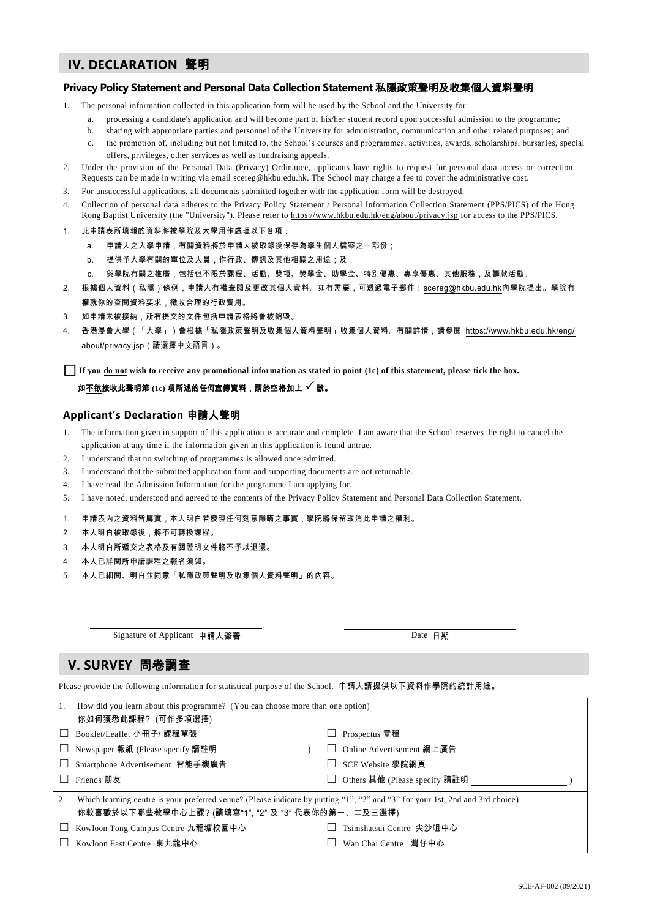## IV. DECLARATION 聲明

### Privacy Policy Statement and Personal Data Collection Statement 私隱政策聲明及收集個人資料聲明

1. The personal information collected in this application form will be used by the School and the University for:
   a. processing a candidate's application and will become part of his/her student record upon successful admission to the programme;
   b. sharing with appropriate parties and personnel of the University for administration, communication and other related purposes; and
   c. the promotion of, including but not limited to, the School's courses and programmes, activities, awards, scholarships, bursaries, special offers, privileges, other services as well as fundraising appeals.
2. Under the provision of the Personal Data (Privacy) Ordinance, applicants have rights to request for personal data access or correction. Requests can be made in writing via email scereg@hkbu.edu.hk. The School may charge a fee to cover the administrative cost.
3. For unsuccessful applications, all documents submitted together with the application form will be destroyed.
4. Collection of personal data adheres to the Privacy Policy Statement / Personal Information Collection Statement (PPS/PICS) of the Hong Kong Baptist University (the "University"). Please refer to https://www.hkbu.edu.hk/eng/about/privacy.jsp for access to the PPS/PICS.

1. 此申請表所填報的資料將被學院及大學用作處理以下各項：
   a. 申請人之入學申請，有關資料將於申請人被取錄後保存為學生個人檔案之一部份；
   b. 提供予大學有關的單位及人員，作行政、傳訊及其他相關之用途；及
   c. 與學院有關之推廣，包括但不限於課程、活動、獎項、獎學金、助學金、特別優惠、專享優惠、其他服務，及籌款活動。
2. 根據個人資料（私隱）條例，申請人有權查閱及更改其個人資料。如有需要，可透過電子郵件：scereg@hkbu.edu.hk向學院提出。學院有權就你的查閱資料要求，徵收合理的行政費用。
3. 如申請未被接納，所有提交的文件包括申請表格將會被銷毀。
4. 香港浸會大學（「大學」）會根據「私隱政策聲明及收集個人資料聲明」收集個人資料。有關詳情，請參閱 https://www.hkbu.edu.hk/eng/about/privacy.jsp（請選擇中文語言）。

☐ **If you do not wish to receive any promotional information as stated in point (1c) of this statement, please tick the box.**
**如不欲接收此聲明第 (1c) 項所述的任何宣傳資料，請於空格加上 ✓ 號。**

### Applicant's Declaration 申請人聲明

1. The information given in support of this application is accurate and complete. I am aware that the School reserves the right to cancel the application at any time if the information given in this application is found untrue.
2. I understand that no switching of programmes is allowed once admitted.
3. I understand that the submitted application form and supporting documents are not returnable.
4. I have read the Admission Information for the programme I am applying for.
5. I have noted, understood and agreed to the contents of the Privacy Policy Statement and Personal Data Collection Statement.

1. 申請表內之資料皆屬實，本人明白若發現任何刻意隱瞞之事實，學院將保留取消此申請之權利。
2. 本人明白被取錄後，將不可轉換課程。
3. 本人明白所遞交之表格及有關證明文件將不予以退還。
4. 本人已詳閱所申請課程之報名須知。
5. 本人已細閱、明白並同意「私隱政策聲明及收集個人資料聲明」的內容。

Signature of Applicant 申請人簽署 ____________________ Date 日期 ____________________

## V. SURVEY 問卷調查

Please provide the following information for statistical purpose of the School. 申請人請提供以下資料作學院的統計用途。

| | |
|---|---|
| 1. How did you learn about this programme? (You can choose more than one option) 你如何獲悉此課程? (可作多項選擇) | |
| ☐ Booklet/Leaflet 小冊子/ 課程單張 | ☐ Prospectus 章程 |
| ☐ Newspaper 報紙 (Please specify 請註明 ______ ) | ☐ Online Advertisement 網上廣告 |
| ☐ Smartphone Advertisement 智能手機廣告 | ☐ SCE Website 學院網頁 |
| ☐ Friends 朋友 | ☐ Others 其他 (Please specify 請註明 ______ ) |
| 2. Which learning centre is your preferred venue? (Please indicate by putting "1", "2" and "3" for your 1st, 2nd and 3rd choice) 你較喜歡於以下哪些教學中心上課? (請填寫"1", "2" 及 "3" 代表你的第一、二及三選擇) | |
| ☐ Kowloon Tong Campus Centre 九龍塘校園中心 | ☐ Tsimshatsui Centre 尖沙咀中心 |
| ☐ Kowloon East Centre 東九龍中心 | ☐ Wan Chai Centre 灣仔中心 |

SCE-AF-002 (09/2021)